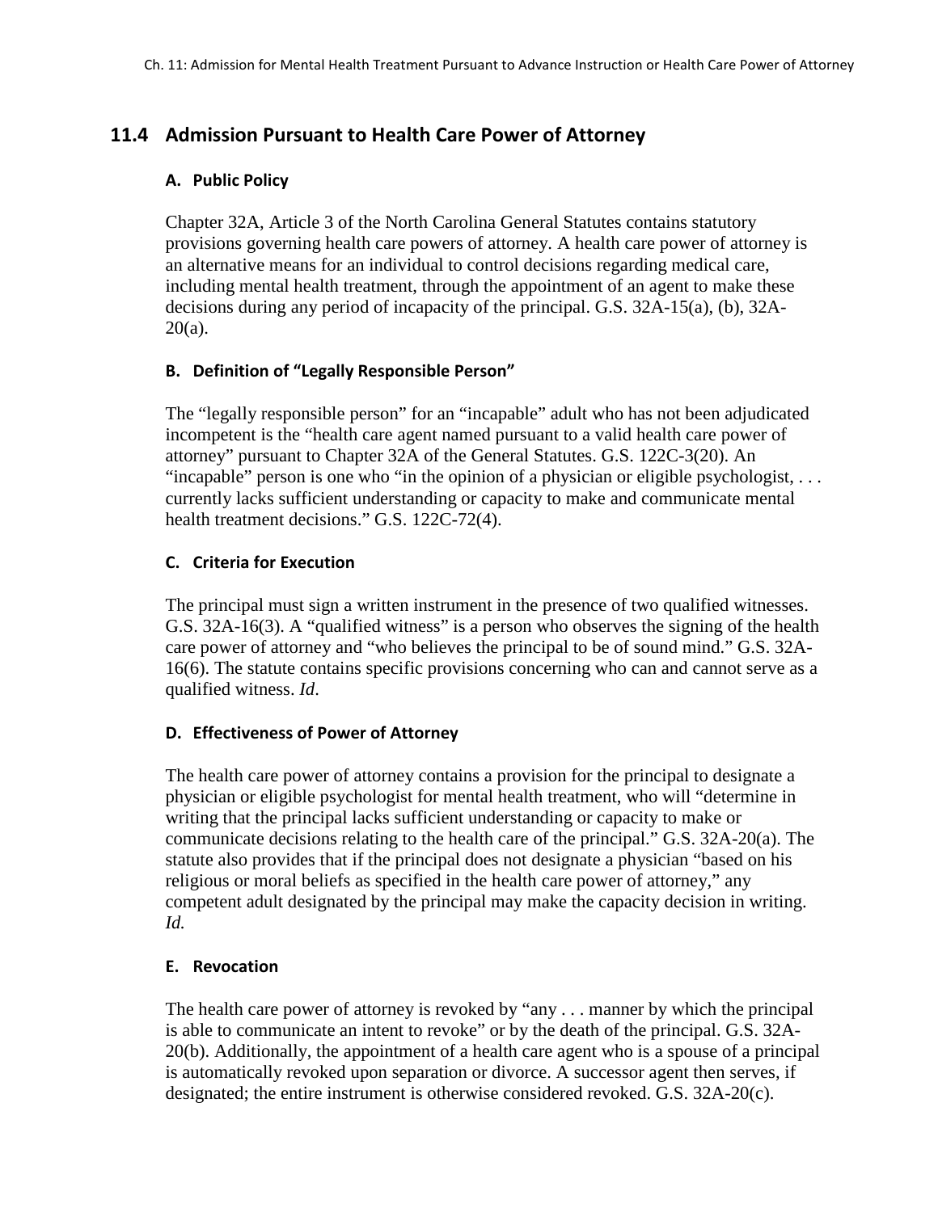## 11.4 Admission Pursuant to Health Care Power of Attorney

### A. Public Policy

Chapter 32A, Article 3 of the North Carolina General Statutes contains statutory provisions governing health care powers of attorney. A health care power of attorney is an alternative means for an individual to control decisions regarding medical care, including mental health treatment, through the appointment of an agent to make these decisions during any period of incapacity of the principal. G.S. 32A-15(a), (b), 32A-20(a).

### B. Definition of "Legally Responsible Person"

The "legally responsible person" for an "incapable" adult who has not been adjudicated incompetent is the "health care agent named pursuant to a valid health care power of attorney" pursuant to Chapter 32A of the General Statutes. G.S. 122C-3(20). An "incapable" person is one who "in the opinion of a physician or eligible psychologist, . . . currently lacks sufficient understanding or capacity to make and communicate mental health treatment decisions." G.S. 122C-72(4).

### C. Criteria for Execution

The principal must sign a written instrument in the presence of two qualified witnesses. G.S. 32A-16(3). A "qualified witness" is a person who observes the signing of the health care power of attorney and "who believes the principal to be of sound mind." G.S. 32A-16(6). The statute contains specific provisions concerning who can and cannot serve as a qualified witness. *Id*.

### D. Effectiveness of Power of Attorney

The health care power of attorney contains a provision for the principal to designate a physician or eligible psychologist for mental health treatment, who will "determine in writing that the principal lacks sufficient understanding or capacity to make or communicate decisions relating to the health care of the principal." G.S. 32A-20(a). The statute also provides that if the principal does not designate a physician "based on his religious or moral beliefs as specified in the health care power of attorney," any competent adult designated by the principal may make the capacity decision in writing. *Id.*

### E. Revocation

The health care power of attorney is revoked by "any . . . manner by which the principal is able to communicate an intent to revoke" or by the death of the principal. G.S. 32A-20(b). Additionally, the appointment of a health care agent who is a spouse of a principal is automatically revoked upon separation or divorce. A successor agent then serves, if designated; the entire instrument is otherwise considered revoked. G.S. 32A-20(c).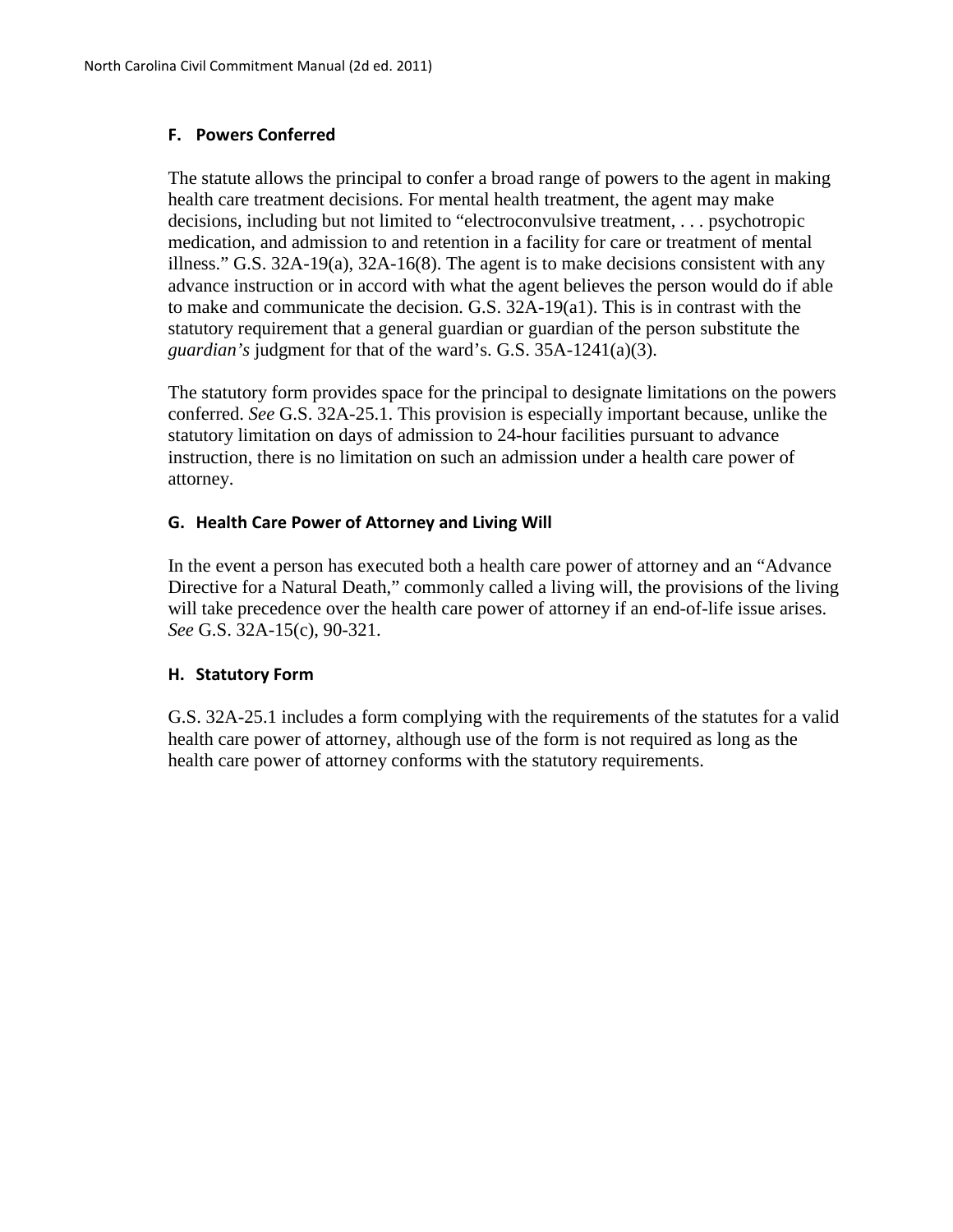### F. Powers Conferred

The statute allows the principal to confer a broad range of powers to the agent in making health care treatment decisions. For mental health treatment, the agent may make decisions, including but not limited to "electroconvulsive treatment, . . . psychotropic medication, and admission to and retention in a facility for care or treatment of mental illness." G.S. 32A-19(a), 32A-16(8). The agent is to make decisions consistent with any advance instruction or in accord with what the agent believes the person would do if able to make and communicate the decision. G.S. 32A-19(a1). This is in contrast with the statutory requirement that a general guardian or guardian of the person substitute the *guardian's* judgment for that of the ward's. G.S. 35A-1241(a)(3).

The statutory form provides space for the principal to designate limitations on the powers conferred. *See* G.S. 32A-25.1. This provision is especially important because, unlike the statutory limitation on days of admission to 24-hour facilities pursuant to advance instruction, there is no limitation on such an admission under a health care power of attorney.

### G. Health Care Power of Attorney and Living Will

In the event a person has executed both a health care power of attorney and an "Advance Directive for a Natural Death," commonly called a living will, the provisions of the living will take precedence over the health care power of attorney if an end-of-life issue arises. *See* G.S. 32A-15(c), 90-321.

### H. Statutory Form

G.S. 32A-25.1 includes a form complying with the requirements of the statutes for a valid health care power of attorney, although use of the form is not required as long as the health care power of attorney conforms with the statutory requirements.